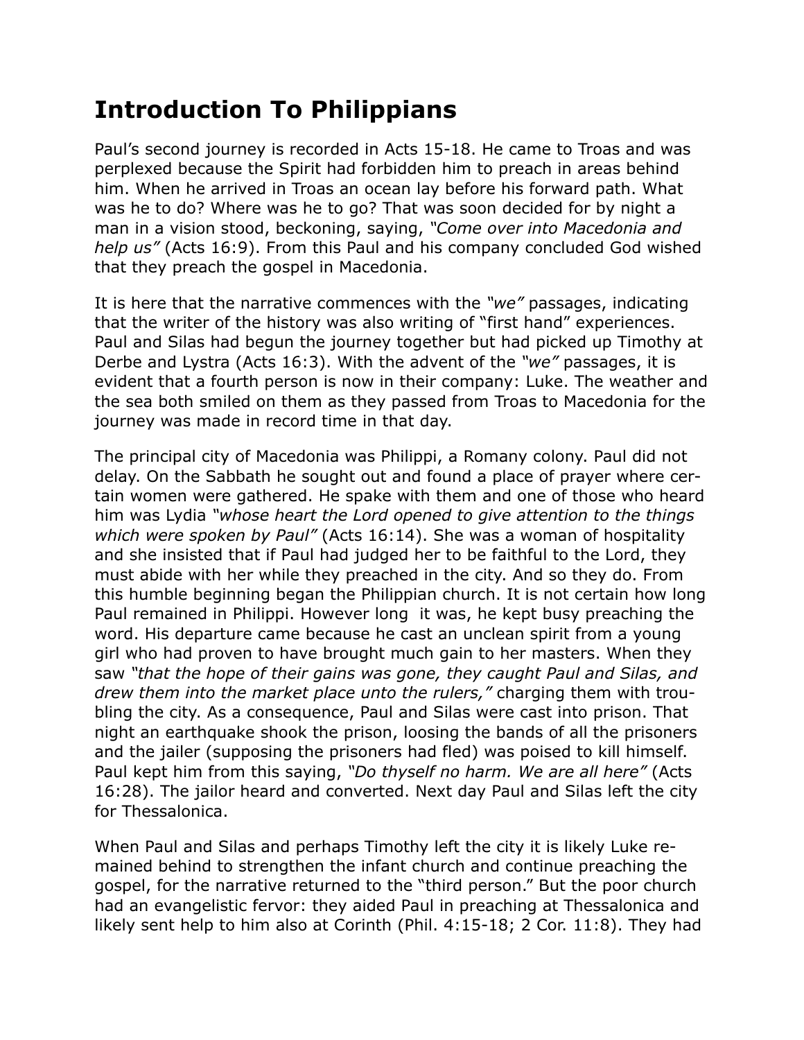# Introduction To Philippians

Paul’s second journey is recorded in Acts 15-18. He came to Troas and was perplexed because the Spirit had forbidden him to preach in areas behind him. When he arrived in Troas an ocean lay before his forward path. What was he to do? Where was he to go? That was soon decided for by night a man in a vision stood, beckoning, saying, *“Come over into Macedonia and help us”* (Acts 16:9). From this Paul and his company concluded God wished that they preach the gospel in Macedonia.

It is here that the narrative commences with the *“we”* passages, indicating that the writer of the history was also writing of “first hand” experiences. Paul and Silas had begun the journey together but had picked up Timothy at Derbe and Lystra (Acts 16:3). With the advent of the *“we”* passages, it is evident that a fourth person is now in their company: Luke. The weather and the sea both smiled on them as they passed from Troas to Macedonia for the journey was made in record time in that day.

The principal city of Macedonia was Philippi, a Romany colony. Paul did not delay. On the Sabbath he sought out and found a place of prayer where certain women were gathered. He spake with them and one of those who heard him was Lydia *“whose heart the Lord opened to give attention to the things which were spoken by Paul”* (Acts 16:14). She was a woman of hospitality and she insisted that if Paul had judged her to be faithful to the Lord, they must abide with her while they preached in the city. And so they do. From this humble beginning began the Philippian church. It is not certain how long Paul remained in Philippi. However long it was, he kept busy preaching the word. His departure came because he cast an unclean spirit from a young girl who had proven to have brought much gain to her masters. When they saw *“that the hope of their gains was gone, they caught Paul and Silas, and drew them into the market place unto the rulers,”* charging them with troubling the city. As a consequence, Paul and Silas were cast into prison. That night an earthquake shook the prison, loosing the bands of all the prisoners and the jailer (supposing the prisoners had fled) was poised to kill himself. Paul kept him from this saying, *“Do thyself no harm. We are all here”* (Acts 16:28). The jailor heard and converted. Next day Paul and Silas left the city for Thessalonica.

When Paul and Silas and perhaps Timothy left the city it is likely Luke remained behind to strengthen the infant church and continue preaching the gospel, for the narrative returned to the “third person.” But the poor church had an evangelistic fervor: they aided Paul in preaching at Thessalonica and likely sent help to him also at Corinth (Phil. 4:15-18; 2 Cor. 11:8). They had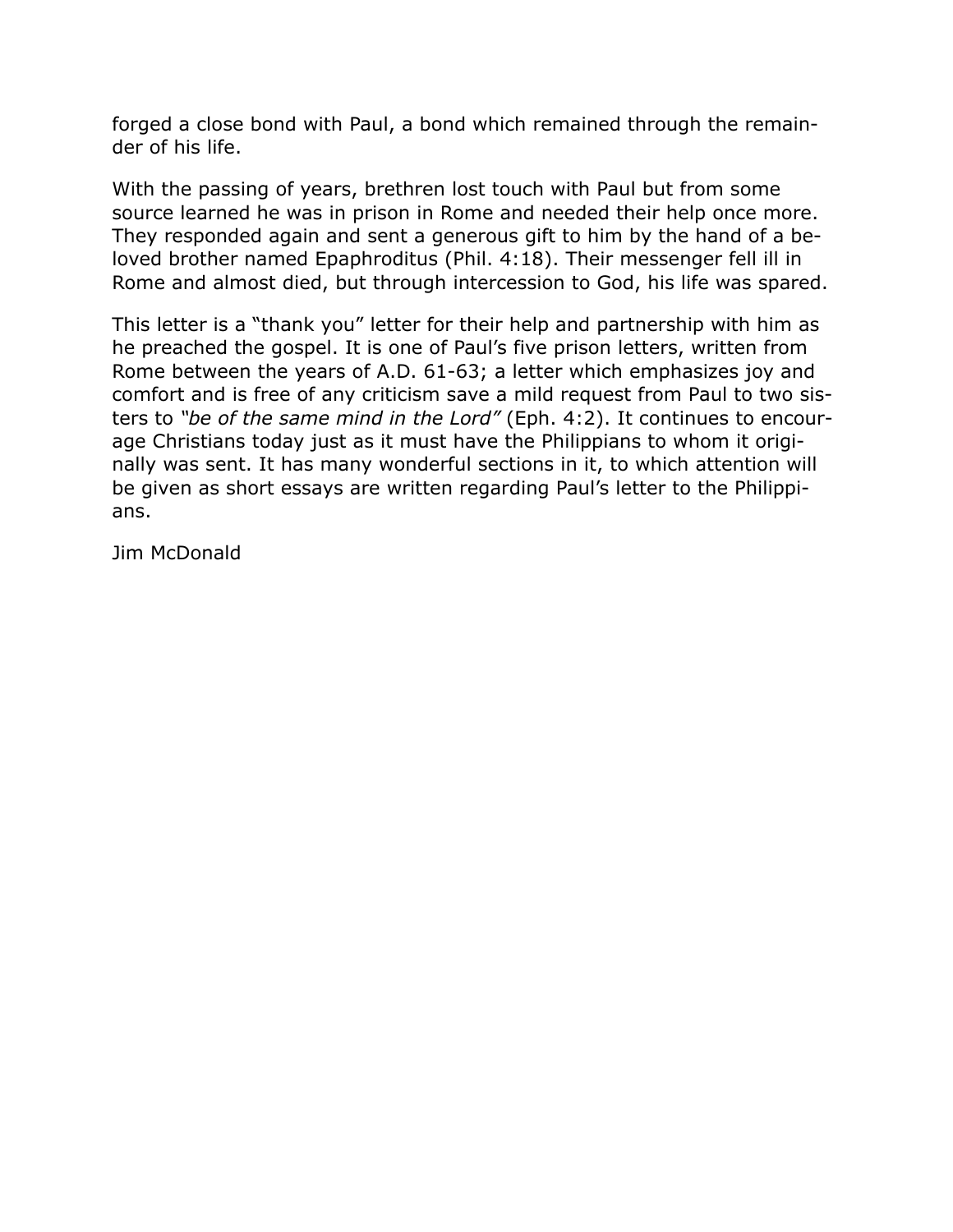forged a close bond with Paul, a bond which remained through the remainder of his life.

With the passing of years, brethren lost touch with Paul but from some source learned he was in prison in Rome and needed their help once more. They responded again and sent a generous gift to him by the hand of a beloved brother named Epaphroditus (Phil. 4:18). Their messenger fell ill in Rome and almost died, but through intercession to God, his life was spared.

This letter is a "thank you" letter for their help and partnership with him as he preached the gospel. It is one of Paul's five prison letters, written from Rome between the years of A.D. 61-63; a letter which emphasizes joy and comfort and is free of any criticism save a mild request from Paul to two sisters to *"be of the same mind in the Lord"* (Eph. 4:2). It continues to encourage Christians today just as it must have the Philippians to whom it originally was sent. It has many wonderful sections in it, to which attention will be given as short essays are written regarding Paul's letter to the Philippians.

Jim McDonald